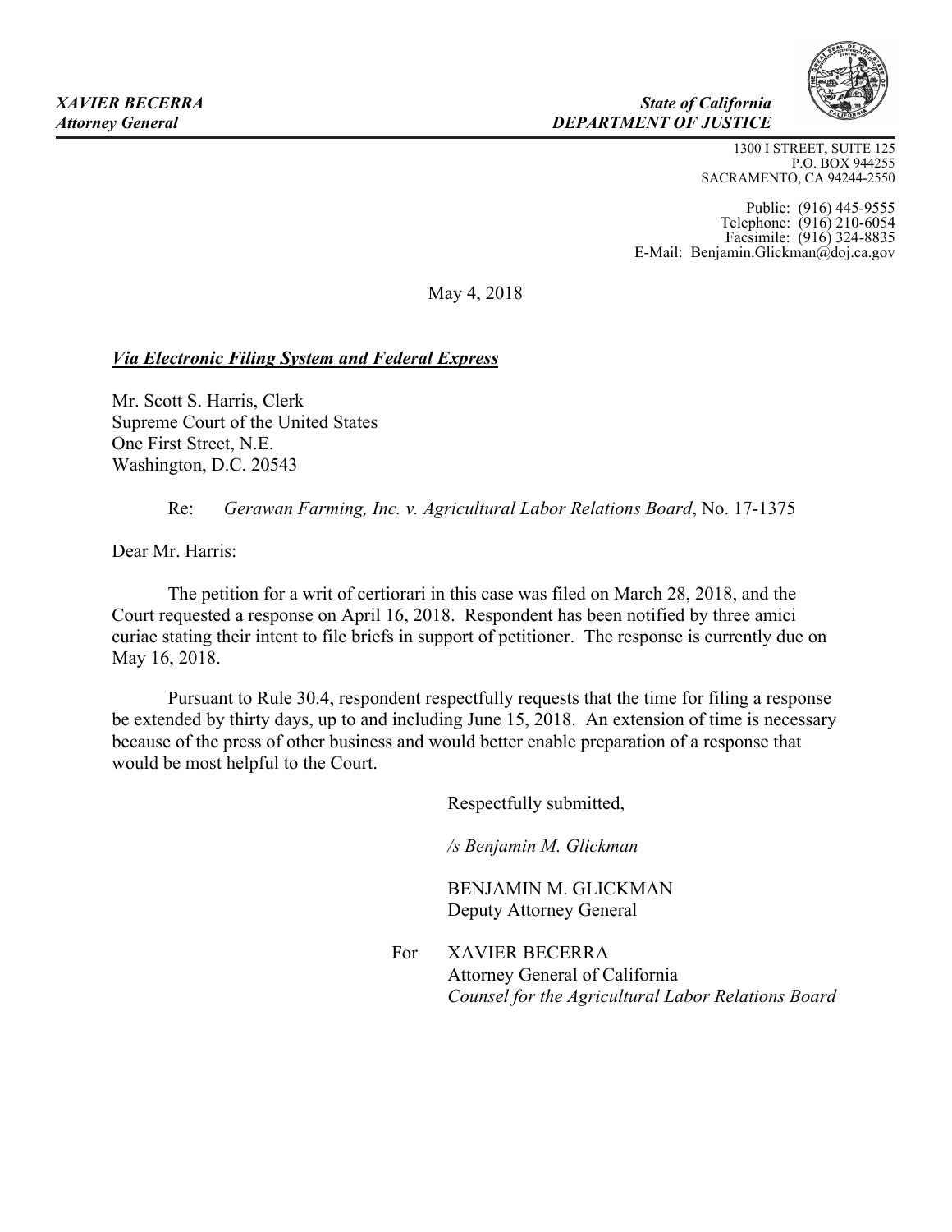*XAVIER BECERRA*
*Attorney General*

*State of California*
*DEPARTMENT OF JUSTICE*

1300 I STREET, SUITE 125
P.O. BOX 944255
SACRAMENTO, CA 94244-2550

Public: (916) 445-9555
Telephone: (916) 210-6054
Facsimile: (916) 324-8835
E-Mail: Benjamin.Glickman@doj.ca.gov

May 4, 2018

***Via Electronic Filing System and Federal Express***

Mr. Scott S. Harris, Clerk
Supreme Court of the United States
One First Street, N.E.
Washington, D.C. 20543

Re: *Gerawan Farming, Inc. v. Agricultural Labor Relations Board*, No. 17-1375

Dear Mr. Harris:

The petition for a writ of certiorari in this case was filed on March 28, 2018, and the Court requested a response on April 16, 2018. Respondent has been notified by three amici curiae stating their intent to file briefs in support of petitioner. The response is currently due on May 16, 2018.

Pursuant to Rule 30.4, respondent respectfully requests that the time for filing a response be extended by thirty days, up to and including June 15, 2018. An extension of time is necessary because of the press of other business and would better enable preparation of a response that would be most helpful to the Court.

Respectfully submitted,

*/s Benjamin M. Glickman*

BENJAMIN M. GLICKMAN
Deputy Attorney General

For XAVIER BECERRA
Attorney General of California
*Counsel for the Agricultural Labor Relations Board*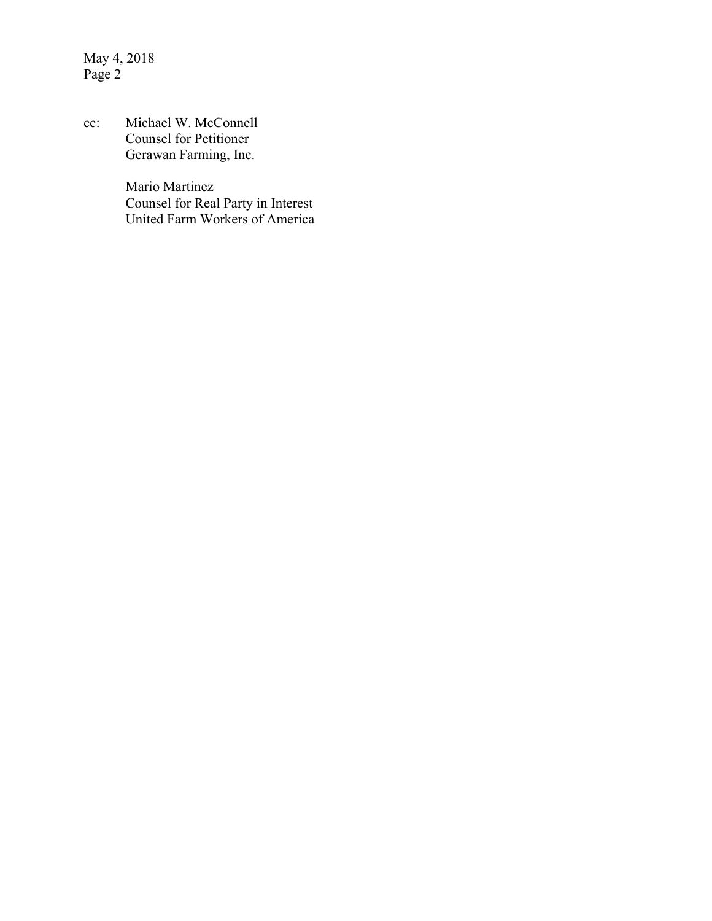cc: Michael W. McConnell
Counsel for Petitioner
Gerawan Farming, Inc.

Mario Martinez
Counsel for Real Party in Interest
United Farm Workers of America